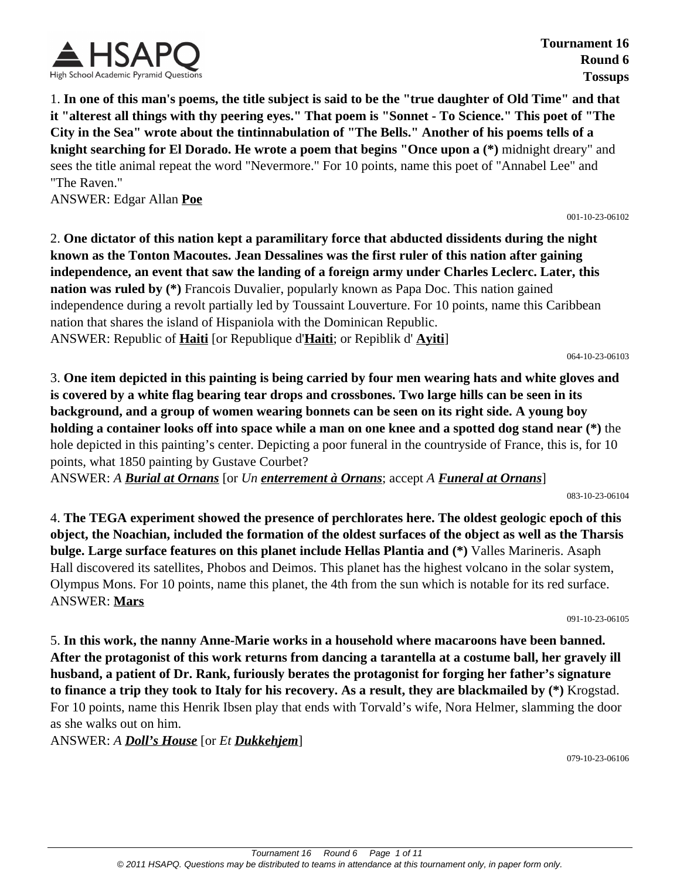**Tournament 16**
**Round 6**
**Tossups**

1. **In one of this man's poems, the title subject is said to be the "true daughter of Old Time" and that it "alterest all things with thy peering eyes." That poem is "Sonnet - To Science." This poet of "The City in the Sea" wrote about the tintinnabulation of "The Bells." Another of his poems tells of a knight searching for El Dorado. He wrote a poem that begins "Once upon a (*)** midnight dreary" and sees the title animal repeat the word "Nevermore." For 10 points, name this poet of "Annabel Lee" and "The Raven."
ANSWER: Edgar Allan **Poe**

001-10-23-06102

2. **One dictator of this nation kept a paramilitary force that abducted dissidents during the night known as the Tonton Macoutes. Jean Dessalines was the first ruler of this nation after gaining independence, an event that saw the landing of a foreign army under Charles Leclerc. Later, this nation was ruled by (*)** Francois Duvalier, popularly known as Papa Doc. This nation gained independence during a revolt partially led by Toussaint Louverture. For 10 points, name this Caribbean nation that shares the island of Hispaniola with the Dominican Republic.
ANSWER: Republic of **Haiti** [or Republique d'**Haiti**; or Repiblik d' **Ayiti**]

064-10-23-06103

3. **One item depicted in this painting is being carried by four men wearing hats and white gloves and is covered by a white flag bearing tear drops and crossbones. Two large hills can be seen in its background, and a group of women wearing bonnets can be seen on its right side. A young boy holding a container looks off into space while a man on one knee and a spotted dog stand near (*)** the hole depicted in this painting's center. Depicting a poor funeral in the countryside of France, this is, for 10 points, what 1850 painting by Gustave Courbet?
ANSWER: *A **Burial at Ornans*** [or *Un **enterrement à Ornans***; accept *A **Funeral at Ornans***]

083-10-23-06104

4. **The TEGA experiment showed the presence of perchlorates here. The oldest geologic epoch of this object, the Noachian, included the formation of the oldest surfaces of the object as well as the Tharsis bulge. Large surface features on this planet include Hellas Plantia and (*)** Valles Marineris. Asaph Hall discovered its satellites, Phobos and Deimos. This planet has the highest volcano in the solar system, Olympus Mons. For 10 points, name this planet, the 4th from the sun which is notable for its red surface.
ANSWER: **Mars**

091-10-23-06105

5. **In this work, the nanny Anne-Marie works in a household where macaroons have been banned. After the protagonist of this work returns from dancing a tarantella at a costume ball, her gravely ill husband, a patient of Dr. Rank, furiously berates the protagonist for forging her father's signature to finance a trip they took to Italy for his recovery. As a result, they are blackmailed by (*)** Krogstad. For 10 points, name this Henrik Ibsen play that ends with Torvald's wife, Nora Helmer, slamming the door as she walks out on him.
ANSWER: *A **Doll's House*** [or *Et **Dukkehjem***]

079-10-23-06106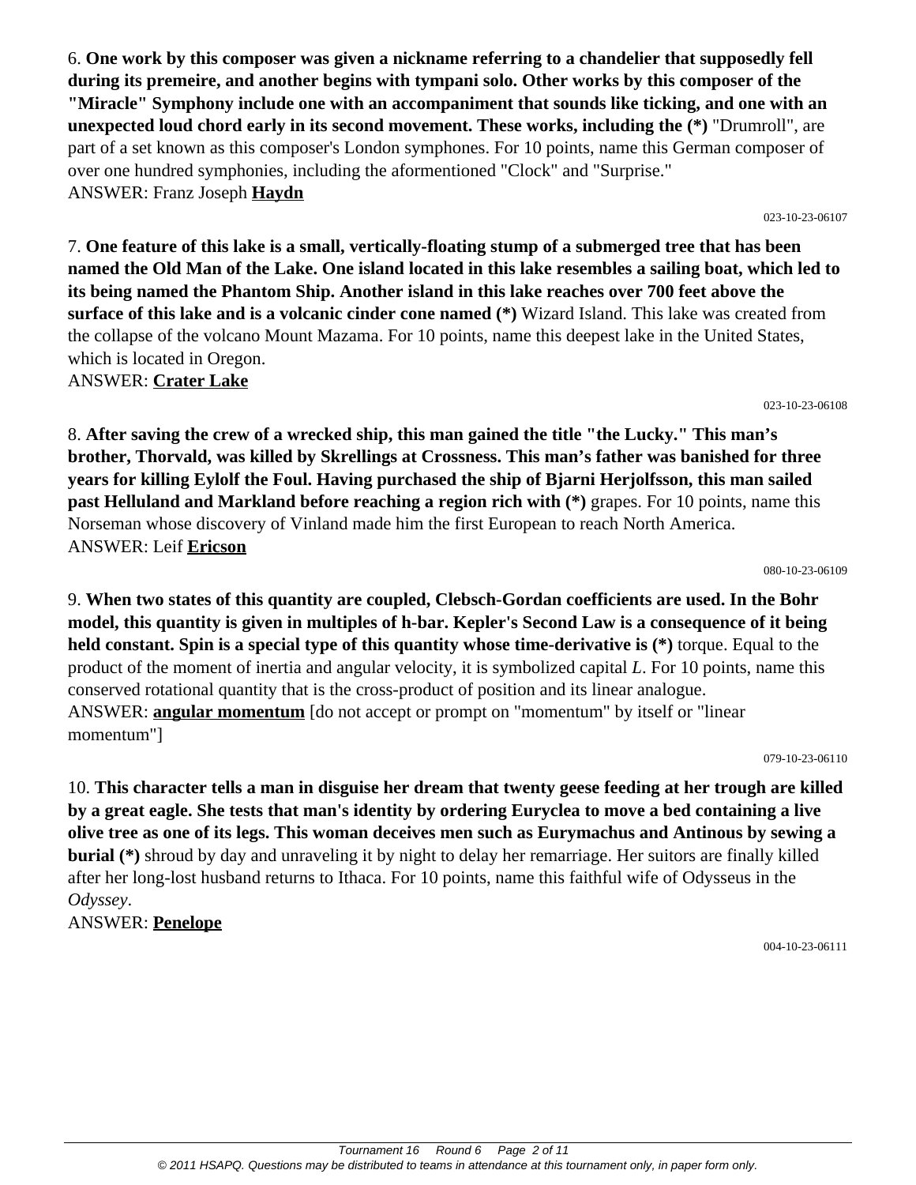6. **One work by this composer was given a nickname referring to a chandelier that supposedly fell during its premeire, and another begins with tympani solo. Other works by this composer of the "Miracle" Symphony include one with an accompaniment that sounds like ticking, and one with an unexpected loud chord early in its second movement. These works, including the (*)** "Drumroll", are part of a set known as this composer's London symphones. For 10 points, name this German composer of over one hundred symphonies, including the aforementioned "Clock" and "Surprise."
ANSWER: Franz Joseph **Haydn**

023-10-23-06107

7. **One feature of this lake is a small, vertically-floating stump of a submerged tree that has been named the Old Man of the Lake. One island located in this lake resembles a sailing boat, which led to its being named the Phantom Ship. Another island in this lake reaches over 700 feet above the surface of this lake and is a volcanic cinder cone named (*)** Wizard Island. This lake was created from the collapse of the volcano Mount Mazama. For 10 points, name this deepest lake in the United States, which is located in Oregon.
ANSWER: **Crater Lake**

023-10-23-06108

8. **After saving the crew of a wrecked ship, this man gained the title "the Lucky." This man's brother, Thorvald, was killed by Skrellings at Crossness. This man's father was banished for three years for killing Eylolf the Foul. Having purchased the ship of Bjarni Herjolfsson, this man sailed past Helluland and Markland before reaching a region rich with (*)** grapes. For 10 points, name this Norseman whose discovery of Vinland made him the first European to reach North America.
ANSWER: Leif **Ericson**

080-10-23-06109

9. **When two states of this quantity are coupled, Clebsch-Gordan coefficients are used. In the Bohr model, this quantity is given in multiples of h-bar. Kepler's Second Law is a consequence of it being held constant. Spin is a special type of this quantity whose time-derivative is (*)** torque. Equal to the product of the moment of inertia and angular velocity, it is symbolized capital $L$. For 10 points, name this conserved rotational quantity that is the cross-product of position and its linear analogue.
ANSWER: **angular momentum** [do not accept or prompt on "momentum" by itself or "linear momentum"]

079-10-23-06110

10. **This character tells a man in disguise her dream that twenty geese feeding at her trough are killed by a great eagle. She tests that man's identity by ordering Euryclea to move a bed containing a live olive tree as one of its legs. This woman deceives men such as Eurymachus and Antinous by sewing a burial (*)** shroud by day and unraveling it by night to delay her remarriage. Her suitors are finally killed after her long-lost husband returns to Ithaca. For 10 points, name this faithful wife of Odysseus in the *Odyssey*.
ANSWER: **Penelope**

004-10-23-06111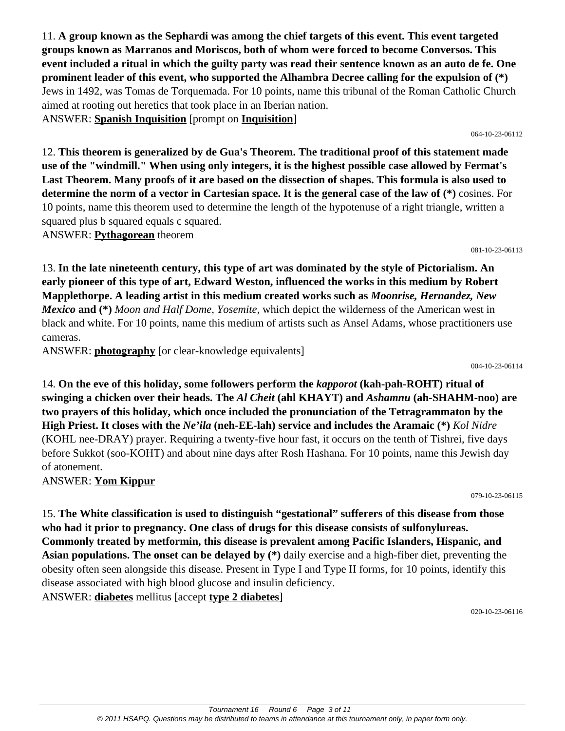11. **A group known as the Sephardi was among the chief targets of this event. This event targeted groups known as Marranos and Moriscos, both of whom were forced to become Conversos. This event included a ritual in which the guilty party was read their sentence known as an auto de fe. One prominent leader of this event, who supported the Alhambra Decree calling for the expulsion of (*)** Jews in 1492, was Tomas de Torquemada. For 10 points, name this tribunal of the Roman Catholic Church aimed at rooting out heretics that took place in an Iberian nation.

ANSWER: **Spanish Inquisition** [prompt on **Inquisition**]

064-10-23-06112

12. **This theorem is generalized by de Gua's Theorem. The traditional proof of this statement made use of the "windmill." When using only integers, it is the highest possible case allowed by Fermat's Last Theorem. Many proofs of it are based on the dissection of shapes. This formula is also used to determine the norm of a vector in Cartesian space. It is the general case of the law of (*)** cosines. For 10 points, name this theorem used to determine the length of the hypotenuse of a right triangle, written a squared plus b squared equals c squared.

ANSWER: **Pythagorean** theorem

081-10-23-06113

13. **In the late nineteenth century, this type of art was dominated by the style of Pictorialism. An early pioneer of this type of art, Edward Weston, influenced the works in this medium by Robert Mapplethorpe. A leading artist in this medium created works such as *Moonrise, Hernandez, New Mexico* and (*)** *Moon and Half Dome, Yosemite*, which depict the wilderness of the American west in black and white. For 10 points, name this medium of artists such as Ansel Adams, whose practitioners use cameras.

ANSWER: **photography** [or clear-knowledge equivalents]

004-10-23-06114

14. **On the eve of this holiday, some followers perform the *kapporot* (kah-pah-ROHT) ritual of swinging a chicken over their heads. The *Al Cheit* (ahl KHAYT) and *Ashamnu* (ah-SHAHM-noo) are two prayers of this holiday, which once included the pronunciation of the Tetragrammaton by the High Priest. It closes with the *Ne'ila* (neh-EE-lah) service and includes the Aramaic (*)** *Kol Nidre* (KOHL nee-DRAY) prayer. Requiring a twenty-five hour fast, it occurs on the tenth of Tishrei, five days before Sukkot (soo-KOHT) and about nine days after Rosh Hashana. For 10 points, name this Jewish day of atonement.

ANSWER: **Yom Kippur**

079-10-23-06115

15. **The White classification is used to distinguish "gestational" sufferers of this disease from those who had it prior to pregnancy. One class of drugs for this disease consists of sulfonylureas. Commonly treated by metformin, this disease is prevalent among Pacific Islanders, Hispanic, and Asian populations. The onset can be delayed by (*)** daily exercise and a high-fiber diet, preventing the obesity often seen alongside this disease. Present in Type I and Type II forms, for 10 points, identify this disease associated with high blood glucose and insulin deficiency.

ANSWER: **diabetes** mellitus [accept **type 2 diabetes**]

020-10-23-06116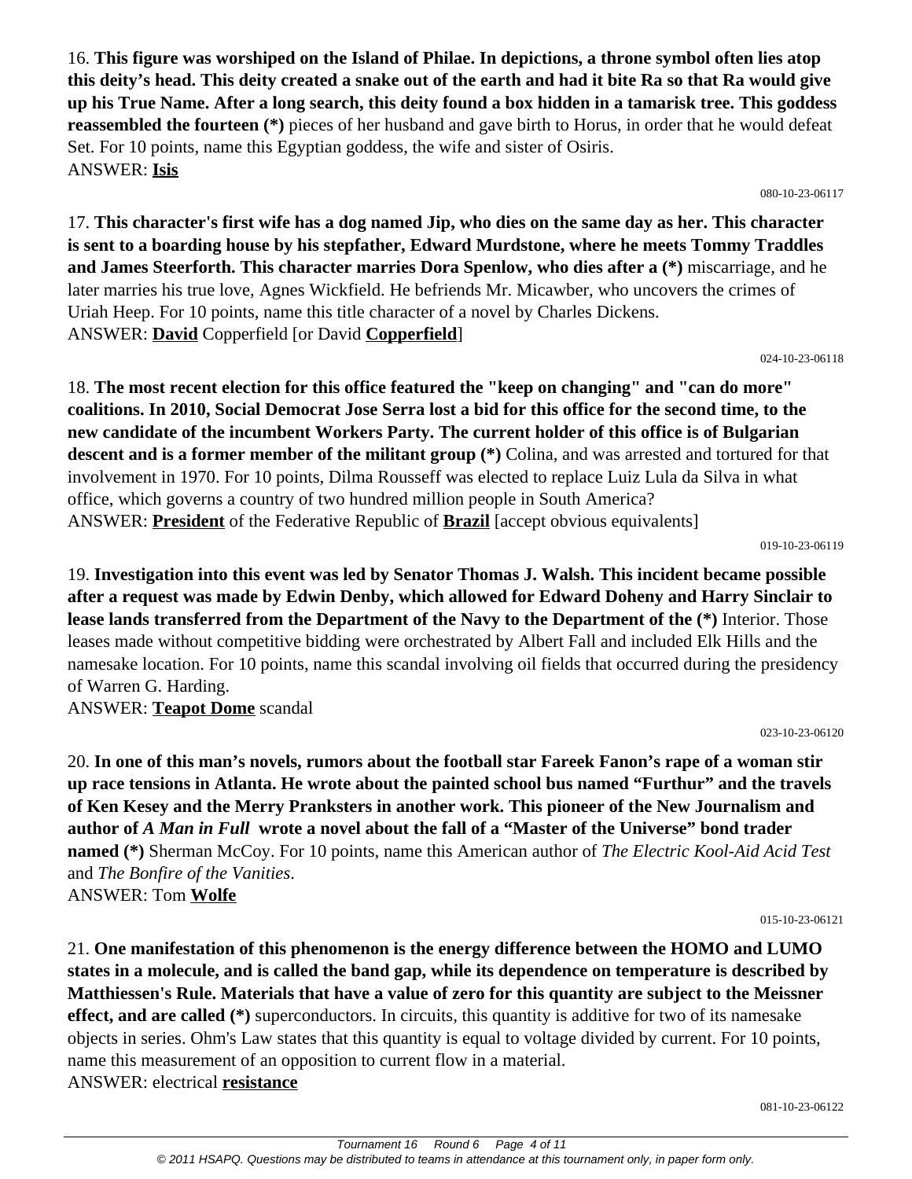16. **This figure was worshiped on the Island of Philae. In depictions, a throne symbol often lies atop this deity's head. This deity created a snake out of the earth and had it bite Ra so that Ra would give up his True Name. After a long search, this deity found a box hidden in a tamarisk tree. This goddess reassembled the fourteen (*)** pieces of her husband and gave birth to Horus, in order that he would defeat Set. For 10 points, name this Egyptian goddess, the wife and sister of Osiris.
ANSWER: **Isis**

080-10-23-06117

17. **This character's first wife has a dog named Jip, who dies on the same day as her. This character is sent to a boarding house by his stepfather, Edward Murdstone, where he meets Tommy Traddles and James Steerforth. This character marries Dora Spenlow, who dies after a (*)** miscarriage, and he later marries his true love, Agnes Wickfield. He befriends Mr. Micawber, who uncovers the crimes of Uriah Heep. For 10 points, name this title character of a novel by Charles Dickens.
ANSWER: **David** Copperfield [or David **Copperfield**]

024-10-23-06118

18. **The most recent election for this office featured the "keep on changing" and "can do more" coalitions. In 2010, Social Democrat Jose Serra lost a bid for this office for the second time, to the new candidate of the incumbent Workers Party. The current holder of this office is of Bulgarian descent and is a former member of the militant group (*)** Colina, and was arrested and tortured for that involvement in 1970. For 10 points, Dilma Rousseff was elected to replace Luiz Lula da Silva in what office, which governs a country of two hundred million people in South America?
ANSWER: **President** of the Federative Republic of **Brazil** [accept obvious equivalents]

019-10-23-06119

19. **Investigation into this event was led by Senator Thomas J. Walsh. This incident became possible after a request was made by Edwin Denby, which allowed for Edward Doheny and Harry Sinclair to lease lands transferred from the Department of the Navy to the Department of the (*)** Interior. Those leases made without competitive bidding were orchestrated by Albert Fall and included Elk Hills and the namesake location. For 10 points, name this scandal involving oil fields that occurred during the presidency of Warren G. Harding.
ANSWER: **Teapot Dome** scandal

023-10-23-06120

20. **In one of this man's novels, rumors about the football star Fareek Fanon's rape of a woman stir up race tensions in Atlanta. He wrote about the painted school bus named "Furthur" and the travels of Ken Kesey and the Merry Pranksters in another work. This pioneer of the New Journalism and author of *A Man in Full* wrote a novel about the fall of a "Master of the Universe" bond trader named (*)** Sherman McCoy. For 10 points, name this American author of *The Electric Kool-Aid Acid Test* and *The Bonfire of the Vanities*.
ANSWER: Tom **Wolfe**

015-10-23-06121

21. **One manifestation of this phenomenon is the energy difference between the HOMO and LUMO states in a molecule, and is called the band gap, while its dependence on temperature is described by Matthiessen's Rule. Materials that have a value of zero for this quantity are subject to the Meissner effect, and are called (*)** superconductors. In circuits, this quantity is additive for two of its namesake objects in series. Ohm's Law states that this quantity is equal to voltage divided by current. For 10 points, name this measurement of an opposition to current flow in a material.
ANSWER: electrical **resistance**

081-10-23-06122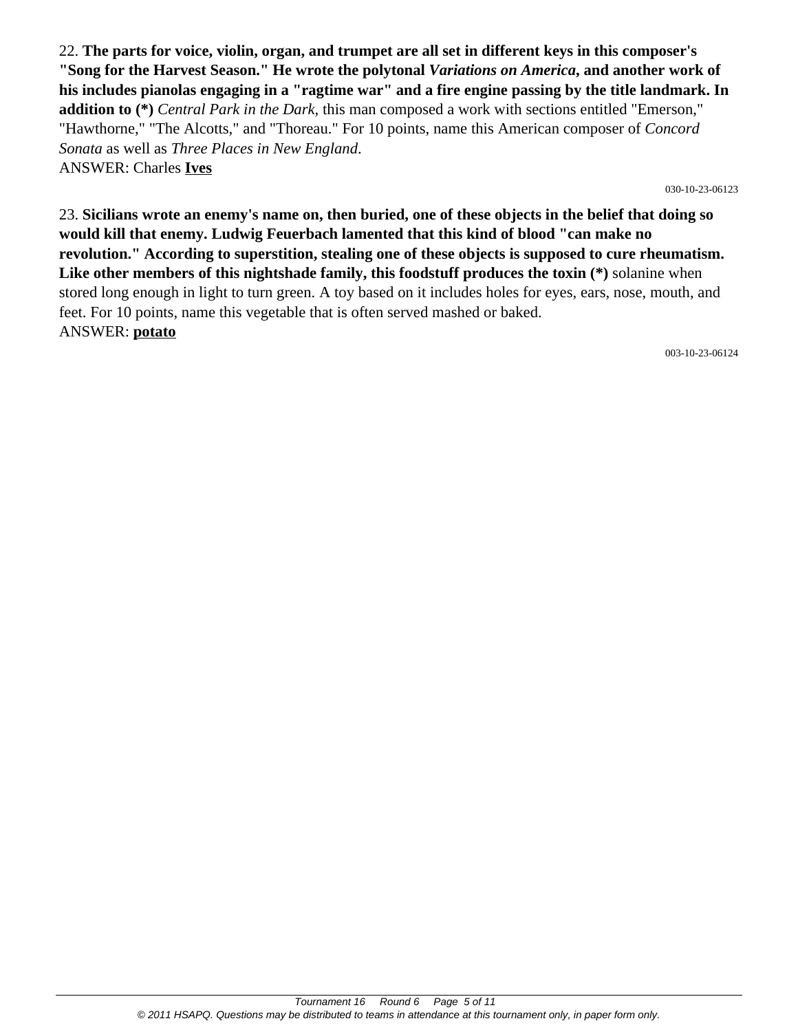22. **The parts for voice, violin, organ, and trumpet are all set in different keys in this composer's "Song for the Harvest Season." He wrote the polytonal *Variations on America*, and another work of his includes pianolas engaging in a "ragtime war" and a fire engine passing by the title landmark. In addition to (*)** *Central Park in the Dark*, this man composed a work with sections entitled "Emerson," "Hawthorne," "The Alcotts," and "Thoreau." For 10 points, name this American composer of *Concord Sonata* as well as *Three Places in New England*.
ANSWER: Charles **Ives**

030-10-23-06123

23. **Sicilians wrote an enemy's name on, then buried, one of these objects in the belief that doing so would kill that enemy. Ludwig Feuerbach lamented that this kind of blood "can make no revolution." According to superstition, stealing one of these objects is supposed to cure rheumatism. Like other members of this nightshade family, this foodstuff produces the toxin (*)** solanine when stored long enough in light to turn green. A toy based on it includes holes for eyes, ears, nose, mouth, and feet. For 10 points, name this vegetable that is often served mashed or baked.
ANSWER: **potato**

003-10-23-06124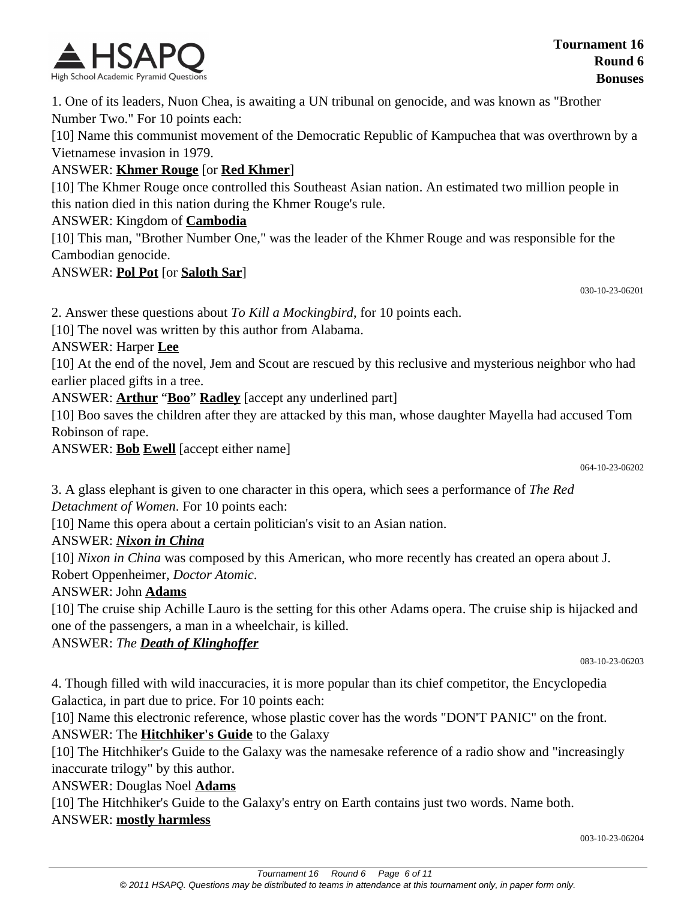1. One of its leaders, Nuon Chea, is awaiting a UN tribunal on genocide, and was known as "Brother Number Two." For 10 points each:

[10] Name this communist movement of the Democratic Republic of Kampuchea that was overthrown by a Vietnamese invasion in 1979.

ANSWER: **Khmer Rouge** [or **Red Khmer**]

[10] The Khmer Rouge once controlled this Southeast Asian nation. An estimated two million people in this nation died in this nation during the Khmer Rouge's rule.

ANSWER: Kingdom of **Cambodia**

[10] This man, "Brother Number One," was the leader of the Khmer Rouge and was responsible for the Cambodian genocide.

ANSWER: **Pol Pot** [or **Saloth Sar**]

030-10-23-06201

2. Answer these questions about *To Kill a Mockingbird*, for 10 points each.

[10] The novel was written by this author from Alabama.

ANSWER: Harper **Lee**

[10] At the end of the novel, Jem and Scout are rescued by this reclusive and mysterious neighbor who had earlier placed gifts in a tree.

ANSWER: **Arthur** "**Boo**" **Radley** [accept any underlined part]

[10] Boo saves the children after they are attacked by this man, whose daughter Mayella had accused Tom Robinson of rape.

ANSWER: **Bob** **Ewell** [accept either name]

064-10-23-06202

3. A glass elephant is given to one character in this opera, which sees a performance of *The Red Detachment of Women*. For 10 points each:

[10] Name this opera about a certain politician's visit to an Asian nation.

ANSWER: ***Nixon in China***

[10] *Nixon in China* was composed by this American, who more recently has created an opera about J. Robert Oppenheimer, *Doctor Atomic*.

ANSWER: John **Adams**

[10] The cruise ship Achille Lauro is the setting for this other Adams opera. The cruise ship is hijacked and one of the passengers, a man in a wheelchair, is killed.

ANSWER: *The* ***Death of Klinghoffer***

083-10-23-06203

4. Though filled with wild inaccuracies, it is more popular than its chief competitor, the Encyclopedia Galactica, in part due to price. For 10 points each:

[10] Name this electronic reference, whose plastic cover has the words "DON'T PANIC" on the front.

ANSWER: The **Hitchhiker's Guide** to the Galaxy

[10] The Hitchhiker's Guide to the Galaxy was the namesake reference of a radio show and "increasingly inaccurate trilogy" by this author.

ANSWER: Douglas Noel **Adams**

[10] The Hitchhiker's Guide to the Galaxy's entry on Earth contains just two words. Name both.

ANSWER: **mostly harmless**

003-10-23-06204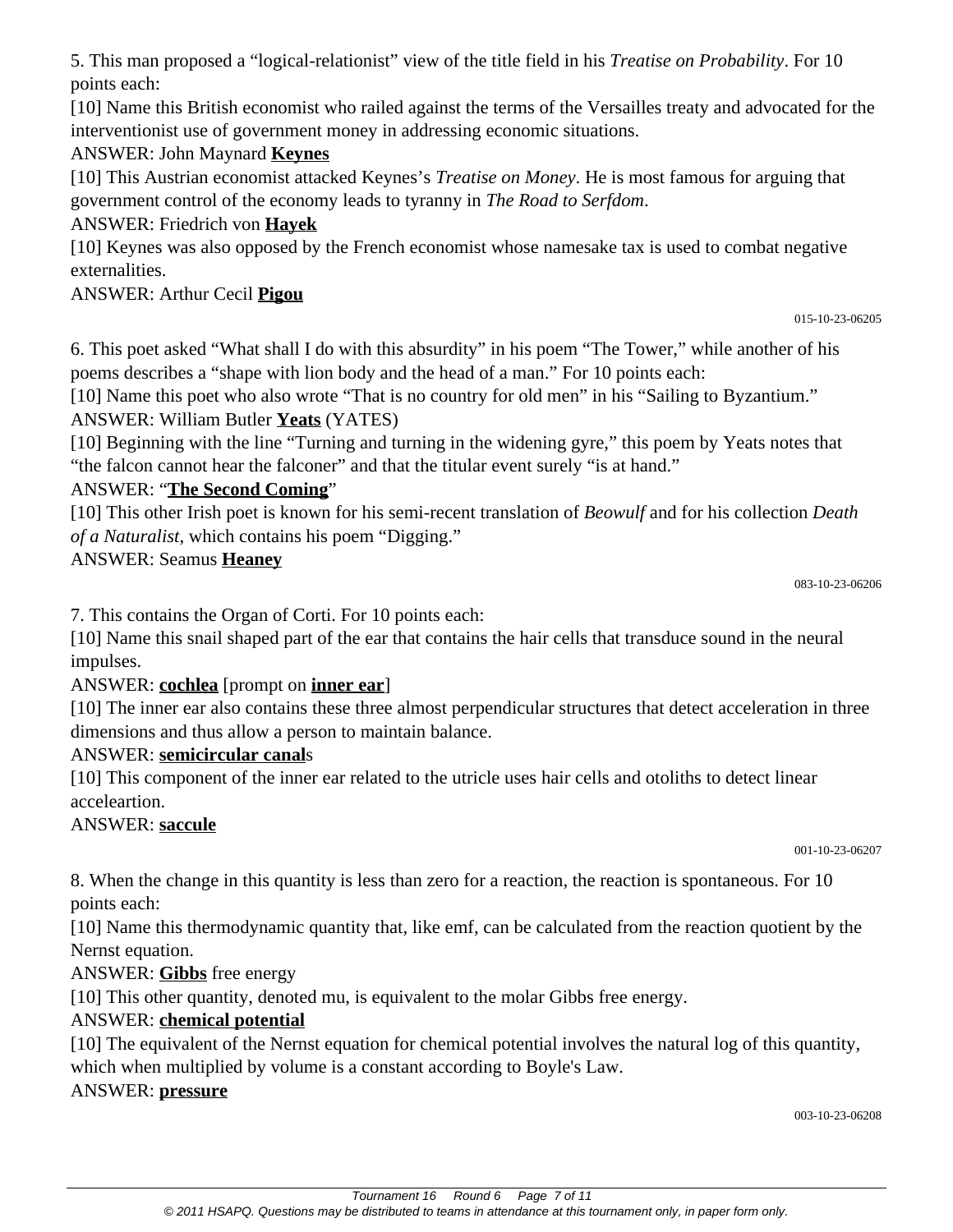5. This man proposed a "logical-relationist" view of the title field in his *Treatise on Probability*. For 10 points each:

[10] Name this British economist who railed against the terms of the Versailles treaty and advocated for the interventionist use of government money in addressing economic situations.

ANSWER: John Maynard **Keynes**

[10] This Austrian economist attacked Keynes's *Treatise on Money*. He is most famous for arguing that government control of the economy leads to tyranny in *The Road to Serfdom*.

ANSWER: Friedrich von **Hayek**

[10] Keynes was also opposed by the French economist whose namesake tax is used to combat negative externalities.

ANSWER: Arthur Cecil **Pigou**

015-10-23-06205

6. This poet asked "What shall I do with this absurdity" in his poem "The Tower," while another of his poems describes a "shape with lion body and the head of a man." For 10 points each:

[10] Name this poet who also wrote "That is no country for old men" in his "Sailing to Byzantium."

ANSWER: William Butler **Yeats** (YATES)

[10] Beginning with the line "Turning and turning in the widening gyre," this poem by Yeats notes that "the falcon cannot hear the falconer" and that the titular event surely "is at hand."

ANSWER: "**The Second Coming**"

[10] This other Irish poet is known for his semi-recent translation of *Beowulf* and for his collection *Death of a Naturalist*, which contains his poem "Digging."

ANSWER: Seamus **Heaney**

083-10-23-06206

7. This contains the Organ of Corti. For 10 points each:

[10] Name this snail shaped part of the ear that contains the hair cells that transduce sound in the neural impulses.

ANSWER: **cochlea** [prompt on **inner ear**]

[10] The inner ear also contains these three almost perpendicular structures that detect acceleration in three dimensions and thus allow a person to maintain balance.

ANSWER: **semicircular canal**s

[10] This component of the inner ear related to the utricle uses hair cells and otoliths to detect linear acceleartion.

ANSWER: **saccule**

001-10-23-06207

8. When the change in this quantity is less than zero for a reaction, the reaction is spontaneous. For 10 points each:

[10] Name this thermodynamic quantity that, like emf, can be calculated from the reaction quotient by the Nernst equation.

ANSWER: **Gibbs** free energy

[10] This other quantity, denoted mu, is equivalent to the molar Gibbs free energy.

ANSWER: **chemical potential**

[10] The equivalent of the Nernst equation for chemical potential involves the natural log of this quantity, which when multiplied by volume is a constant according to Boyle's Law.

ANSWER: **pressure**

003-10-23-06208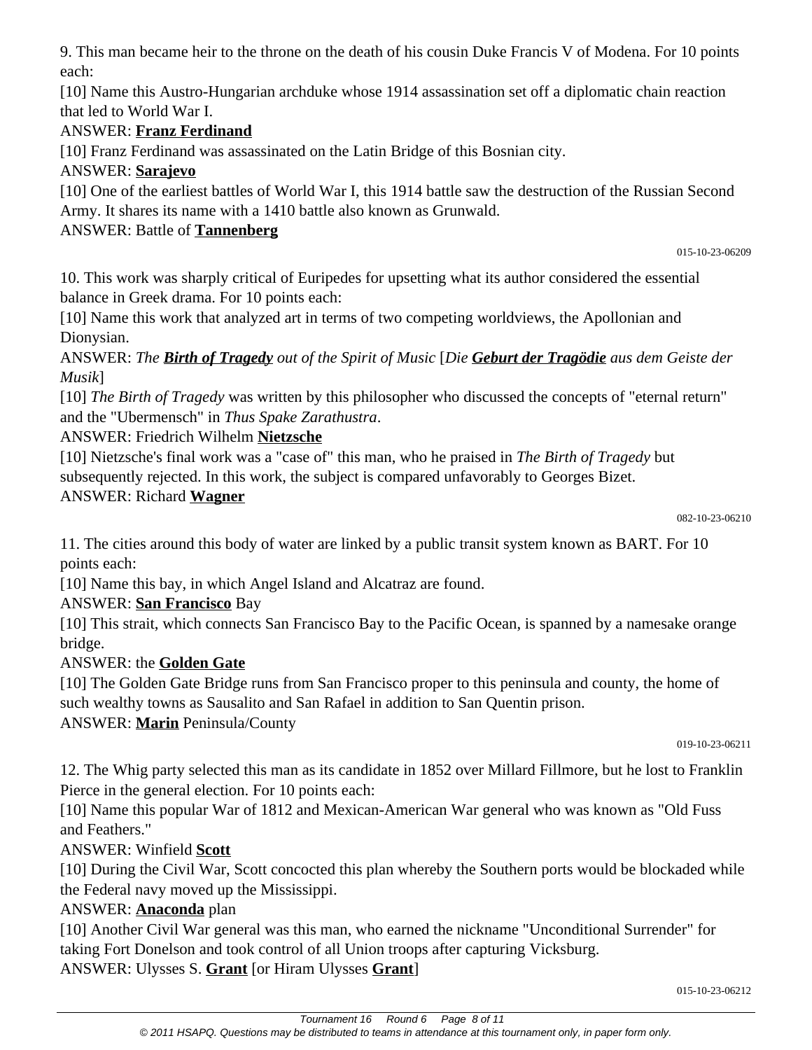9. This man became heir to the throne on the death of his cousin Duke Francis V of Modena. For 10 points each:

[10] Name this Austro-Hungarian archduke whose 1914 assassination set off a diplomatic chain reaction that led to World War I.

ANSWER: **Franz Ferdinand**

[10] Franz Ferdinand was assassinated on the Latin Bridge of this Bosnian city.

ANSWER: **Sarajevo**

[10] One of the earliest battles of World War I, this 1914 battle saw the destruction of the Russian Second Army. It shares its name with a 1410 battle also known as Grunwald.

ANSWER: Battle of **Tannenberg**

015-10-23-06209

10. This work was sharply critical of Euripedes for upsetting what its author considered the essential balance in Greek drama. For 10 points each:

[10] Name this work that analyzed art in terms of two competing worldviews, the Apollonian and Dionysian.

ANSWER: *The **Birth of Tragedy** out of the Spirit of Music* [*Die **Geburt der Tragödie** aus dem Geiste der Musik*]

[10] *The Birth of Tragedy* was written by this philosopher who discussed the concepts of "eternal return" and the "Ubermensch" in *Thus Spake Zarathustra*.

ANSWER: Friedrich Wilhelm **Nietzsche**

[10] Nietzsche's final work was a "case of" this man, who he praised in *The Birth of Tragedy* but subsequently rejected. In this work, the subject is compared unfavorably to Georges Bizet.

ANSWER: Richard **Wagner**

082-10-23-06210

11. The cities around this body of water are linked by a public transit system known as BART. For 10 points each:

[10] Name this bay, in which Angel Island and Alcatraz are found.

ANSWER: **San Francisco** Bay

[10] This strait, which connects San Francisco Bay to the Pacific Ocean, is spanned by a namesake orange bridge.

ANSWER: the **Golden Gate**

[10] The Golden Gate Bridge runs from San Francisco proper to this peninsula and county, the home of such wealthy towns as Sausalito and San Rafael in addition to San Quentin prison.

ANSWER: **Marin** Peninsula/County

019-10-23-06211

12. The Whig party selected this man as its candidate in 1852 over Millard Fillmore, but he lost to Franklin Pierce in the general election. For 10 points each:

[10] Name this popular War of 1812 and Mexican-American War general who was known as "Old Fuss and Feathers."

ANSWER: Winfield **Scott**

[10] During the Civil War, Scott concocted this plan whereby the Southern ports would be blockaded while the Federal navy moved up the Mississippi.

ANSWER: **Anaconda** plan

[10] Another Civil War general was this man, who earned the nickname "Unconditional Surrender" for taking Fort Donelson and took control of all Union troops after capturing Vicksburg.

ANSWER: Ulysses S. **Grant** [or Hiram Ulysses **Grant**]

015-10-23-06212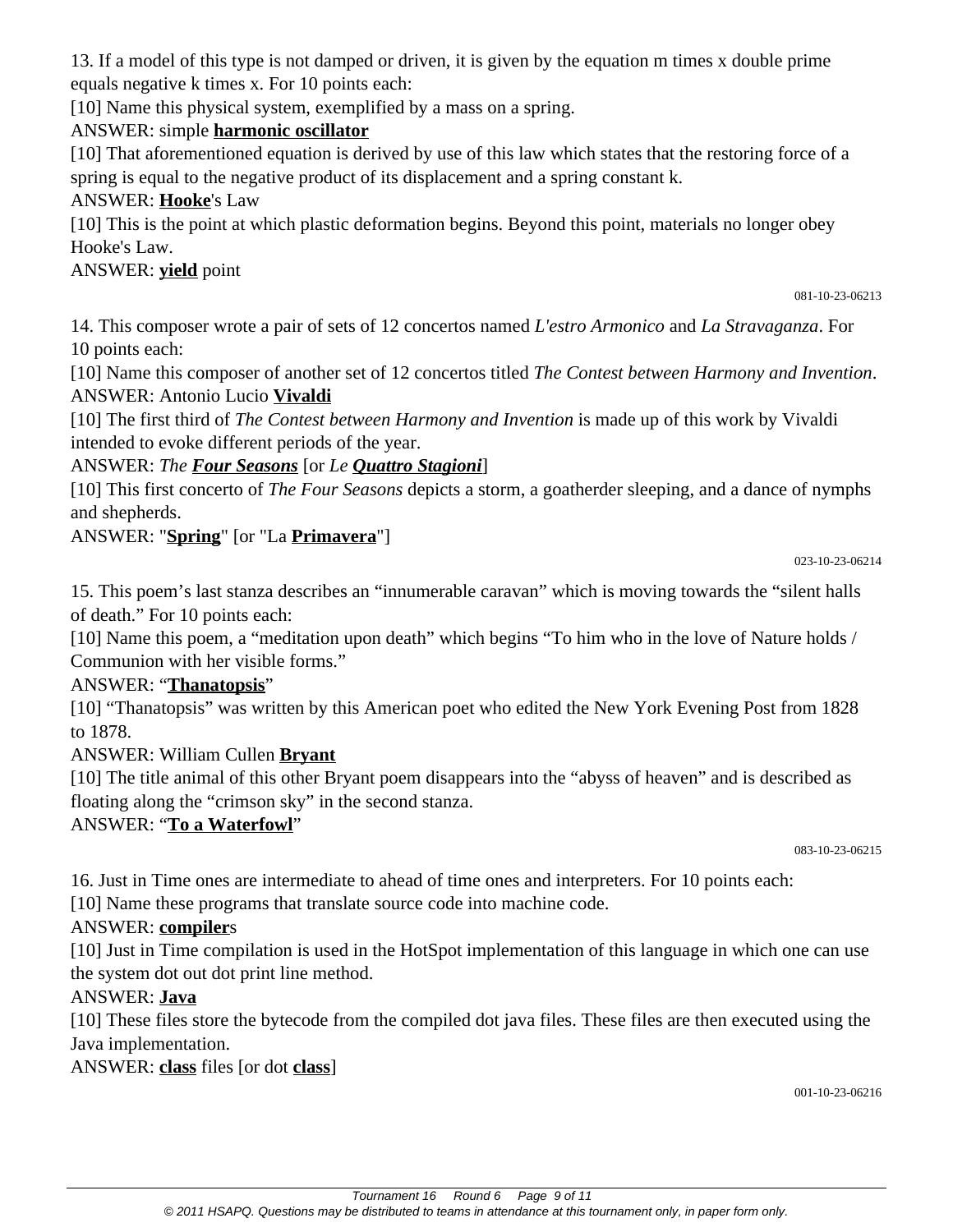13. If a model of this type is not damped or driven, it is given by the equation m times x double prime equals negative k times x. For 10 points each:

[10] Name this physical system, exemplified by a mass on a spring.

ANSWER: simple **harmonic oscillator**

[10] That aforementioned equation is derived by use of this law which states that the restoring force of a spring is equal to the negative product of its displacement and a spring constant k.

ANSWER: **Hooke**'s Law

[10] This is the point at which plastic deformation begins. Beyond this point, materials no longer obey Hooke's Law.

ANSWER: **yield** point

081-10-23-06213

14. This composer wrote a pair of sets of 12 concertos named *L'estro Armonico* and *La Stravaganza*. For 10 points each:

[10] Name this composer of another set of 12 concertos titled *The Contest between Harmony and Invention*.

ANSWER: Antonio Lucio **Vivaldi**

[10] The first third of *The Contest between Harmony and Invention* is made up of this work by Vivaldi intended to evoke different periods of the year.

ANSWER: *The **Four Seasons*** [or *Le **Quattro Stagioni***]

[10] This first concerto of *The Four Seasons* depicts a storm, a goatherder sleeping, and a dance of nymphs and shepherds.

ANSWER: "**Spring**" [or "La **Primavera**"]

023-10-23-06214

15. This poem's last stanza describes an "innumerable caravan" which is moving towards the "silent halls of death." For 10 points each:

[10] Name this poem, a "meditation upon death" which begins "To him who in the love of Nature holds / Communion with her visible forms."

ANSWER: "**Thanatopsis**"

[10] "Thanatopsis" was written by this American poet who edited the New York Evening Post from 1828 to 1878.

ANSWER: William Cullen **Bryant**

[10] The title animal of this other Bryant poem disappears into the "abyss of heaven" and is described as floating along the "crimson sky" in the second stanza.

ANSWER: "**To a Waterfowl**"

083-10-23-06215

16. Just in Time ones are intermediate to ahead of time ones and interpreters. For 10 points each:

[10] Name these programs that translate source code into machine code.

ANSWER: **compiler**s

[10] Just in Time compilation is used in the HotSpot implementation of this language in which one can use the system dot out dot print line method.

ANSWER: **Java**

[10] These files store the bytecode from the compiled dot java files. These files are then executed using the Java implementation.

ANSWER: **class** files [or dot **class**]

001-10-23-06216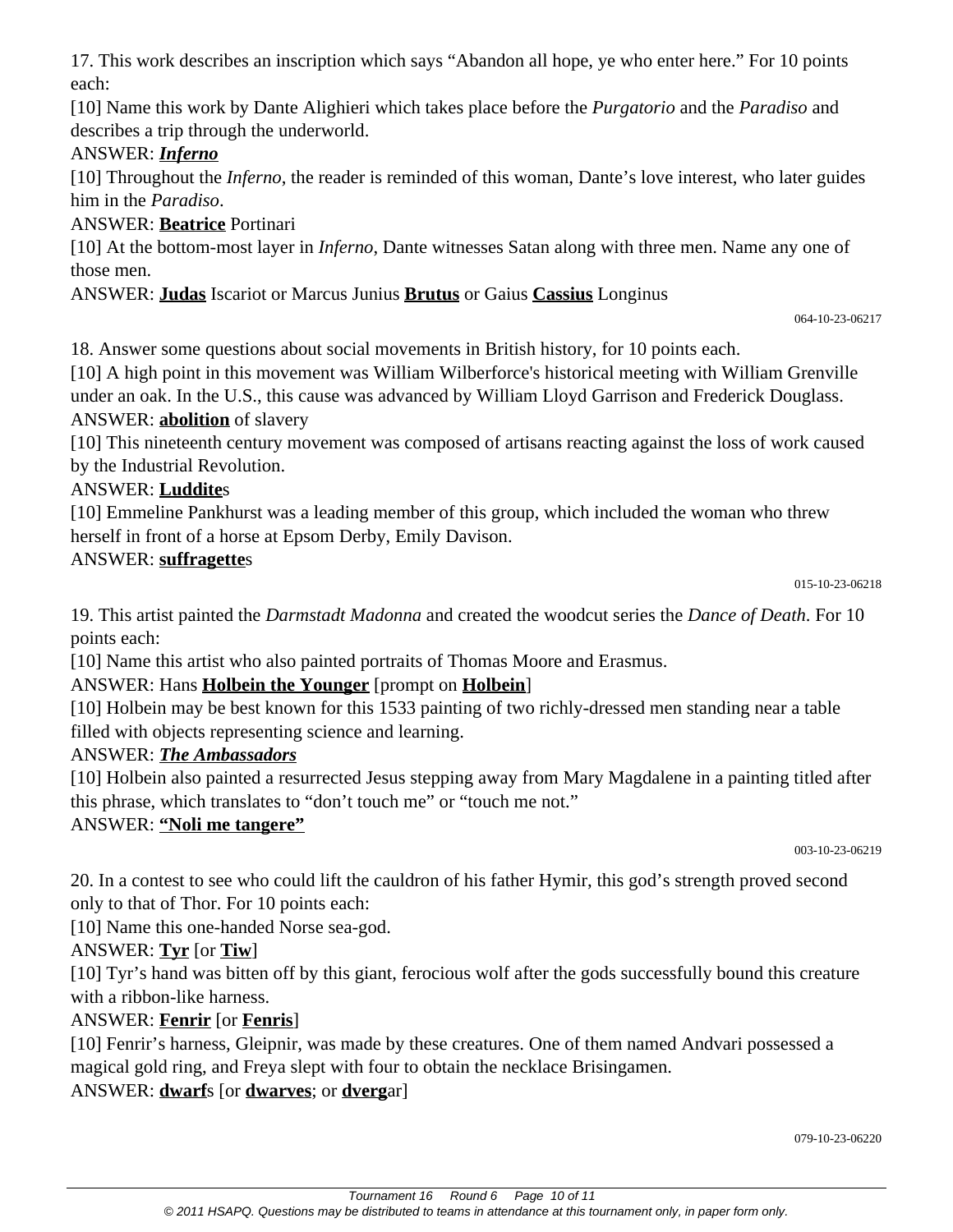17. This work describes an inscription which says "Abandon all hope, ye who enter here." For 10 points each:

[10] Name this work by Dante Alighieri which takes place before the *Purgatorio* and the *Paradiso* and describes a trip through the underworld.

ANSWER: ***Inferno***

[10] Throughout the *Inferno*, the reader is reminded of this woman, Dante's love interest, who later guides him in the *Paradiso*.

ANSWER: **Beatrice** Portinari

[10] At the bottom-most layer in *Inferno,* Dante witnesses Satan along with three men. Name any one of those men.

ANSWER: **Judas** Iscariot or Marcus Junius **Brutus** or Gaius **Cassius** Longinus

064-10-23-06217

18. Answer some questions about social movements in British history, for 10 points each.

[10] A high point in this movement was William Wilberforce's historical meeting with William Grenville under an oak. In the U.S., this cause was advanced by William Lloyd Garrison and Frederick Douglass.

ANSWER: **abolition** of slavery

[10] This nineteenth century movement was composed of artisans reacting against the loss of work caused by the Industrial Revolution.

ANSWER: **Luddite**s

[10] Emmeline Pankhurst was a leading member of this group, which included the woman who threw herself in front of a horse at Epsom Derby, Emily Davison.

ANSWER: **suffragette**s

015-10-23-06218

19. This artist painted the *Darmstadt Madonna* and created the woodcut series the *Dance of Death*. For 10 points each:

[10] Name this artist who also painted portraits of Thomas Moore and Erasmus.

ANSWER: Hans **Holbein the Younger** [prompt on **Holbein**]

[10] Holbein may be best known for this 1533 painting of two richly-dressed men standing near a table filled with objects representing science and learning.

ANSWER: ***The Ambassadors***

[10] Holbein also painted a resurrected Jesus stepping away from Mary Magdalene in a painting titled after this phrase, which translates to "don't touch me" or "touch me not."

ANSWER: **"Noli me tangere"**

003-10-23-06219

20. In a contest to see who could lift the cauldron of his father Hymir, this god's strength proved second only to that of Thor. For 10 points each:

[10] Name this one-handed Norse sea-god.

ANSWER: **Tyr** [or **Tiw**]

[10] Tyr's hand was bitten off by this giant, ferocious wolf after the gods successfully bound this creature with a ribbon-like harness.

ANSWER: **Fenrir** [or **Fenris**]

[10] Fenrir's harness, Gleipnir, was made by these creatures. One of them named Andvari possessed a magical gold ring, and Freya slept with four to obtain the necklace Brisingamen.

ANSWER: **dwarf**s [or **dwarves**; or **dverg**ar]

079-10-23-06220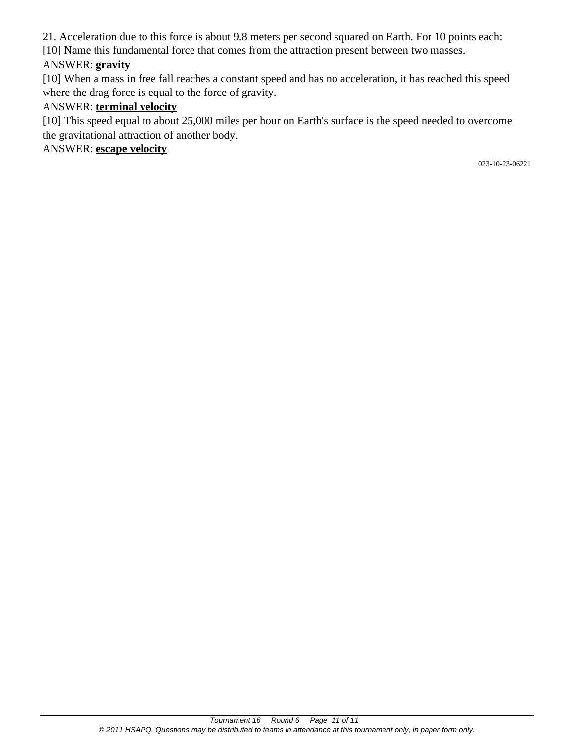21. Acceleration due to this force is about 9.8 meters per second squared on Earth. For 10 points each:

[10] Name this fundamental force that comes from the attraction present between two masses.

ANSWER: **gravity**

[10] When a mass in free fall reaches a constant speed and has no acceleration, it has reached this speed where the drag force is equal to the force of gravity.

ANSWER: **terminal velocity**

[10] This speed equal to about 25,000 miles per hour on Earth's surface is the speed needed to overcome the gravitational attraction of another body.

ANSWER: **escape velocity**

023-10-23-06221